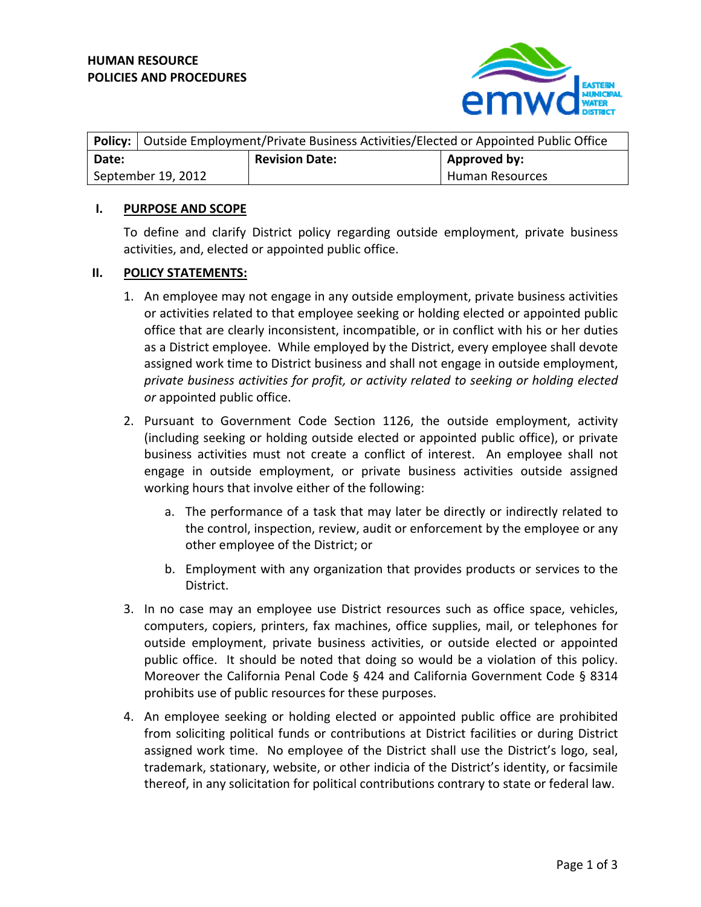**HUMAN RESOURCE**
**POLICIES AND PROCEDURES**

| **Policy:** | Outside Employment/Private Business Activities/Elected or Appointed Public Office | |
|---|---|---|
| **Date:** | **Revision Date:** | **Approved by:** |
| September 19, 2012 | | Human Resources |

## I. PURPOSE AND SCOPE

To define and clarify District policy regarding outside employment, private business activities, and, elected or appointed public office.

## II. POLICY STATEMENTS:

1. An employee may not engage in any outside employment, private business activities or activities related to that employee seeking or holding elected or appointed public office that are clearly inconsistent, incompatible, or in conflict with his or her duties as a District employee. While employed by the District, every employee shall devote assigned work time to District business and shall not engage in outside employment, *private business activities for profit, or activity related to seeking or holding elected or* appointed public office.

2. Pursuant to Government Code Section 1126, the outside employment, activity (including seeking or holding outside elected or appointed public office), or private business activities must not create a conflict of interest. An employee shall not engage in outside employment, or private business activities outside assigned working hours that involve either of the following:

   a. The performance of a task that may later be directly or indirectly related to the control, inspection, review, audit or enforcement by the employee or any other employee of the District; or

   b. Employment with any organization that provides products or services to the District.

3. In no case may an employee use District resources such as office space, vehicles, computers, copiers, printers, fax machines, office supplies, mail, or telephones for outside employment, private business activities, or outside elected or appointed public office. It should be noted that doing so would be a violation of this policy. Moreover the California Penal Code § 424 and California Government Code § 8314 prohibits use of public resources for these purposes.

4. An employee seeking or holding elected or appointed public office are prohibited from soliciting political funds or contributions at District facilities or during District assigned work time. No employee of the District shall use the District's logo, seal, trademark, stationary, website, or other indicia of the District's identity, or facsimile thereof, in any solicitation for political contributions contrary to state or federal law.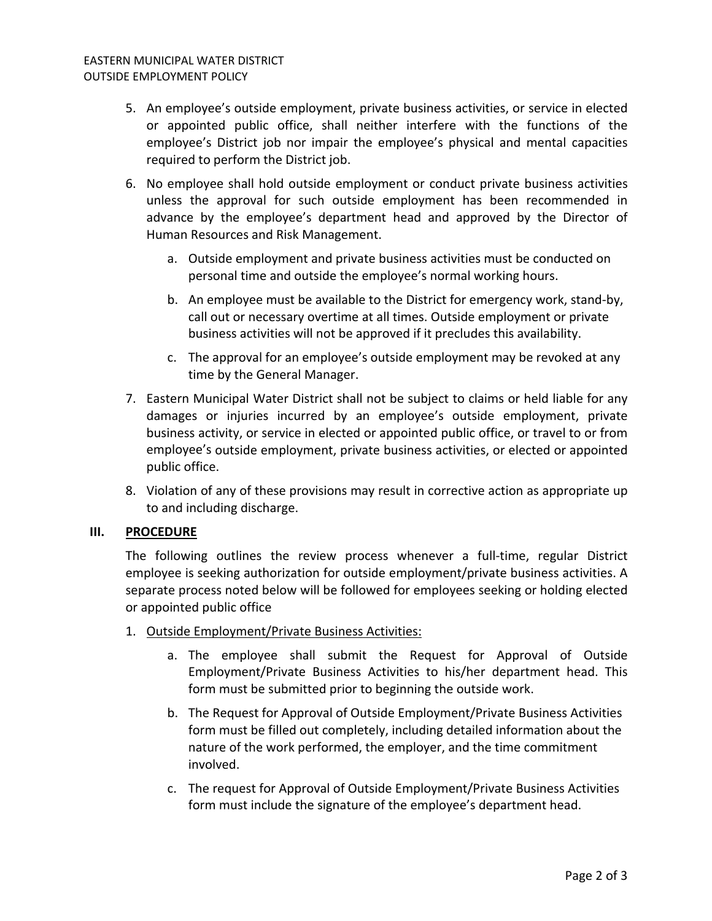5. An employee's outside employment, private business activities, or service in elected or appointed public office, shall neither interfere with the functions of the employee's District job nor impair the employee's physical and mental capacities required to perform the District job.

6. No employee shall hold outside employment or conduct private business activities unless the approval for such outside employment has been recommended in advance by the employee's department head and approved by the Director of Human Resources and Risk Management.

   a. Outside employment and private business activities must be conducted on personal time and outside the employee's normal working hours.

   b. An employee must be available to the District for emergency work, stand-by, call out or necessary overtime at all times. Outside employment or private business activities will not be approved if it precludes this availability.

   c. The approval for an employee's outside employment may be revoked at any time by the General Manager.

7. Eastern Municipal Water District shall not be subject to claims or held liable for any damages or injuries incurred by an employee's outside employment, private business activity, or service in elected or appointed public office, or travel to or from employee's outside employment, private business activities, or elected or appointed public office.

8. Violation of any of these provisions may result in corrective action as appropriate up to and including discharge.

## III. PROCEDURE

The following outlines the review process whenever a full-time, regular District employee is seeking authorization for outside employment/private business activities. A separate process noted below will be followed for employees seeking or holding elected or appointed public office

1. Outside Employment/Private Business Activities:

   a. The employee shall submit the Request for Approval of Outside Employment/Private Business Activities to his/her department head. This form must be submitted prior to beginning the outside work.

   b. The Request for Approval of Outside Employment/Private Business Activities form must be filled out completely, including detailed information about the nature of the work performed, the employer, and the time commitment involved.

   c. The request for Approval of Outside Employment/Private Business Activities form must include the signature of the employee's department head.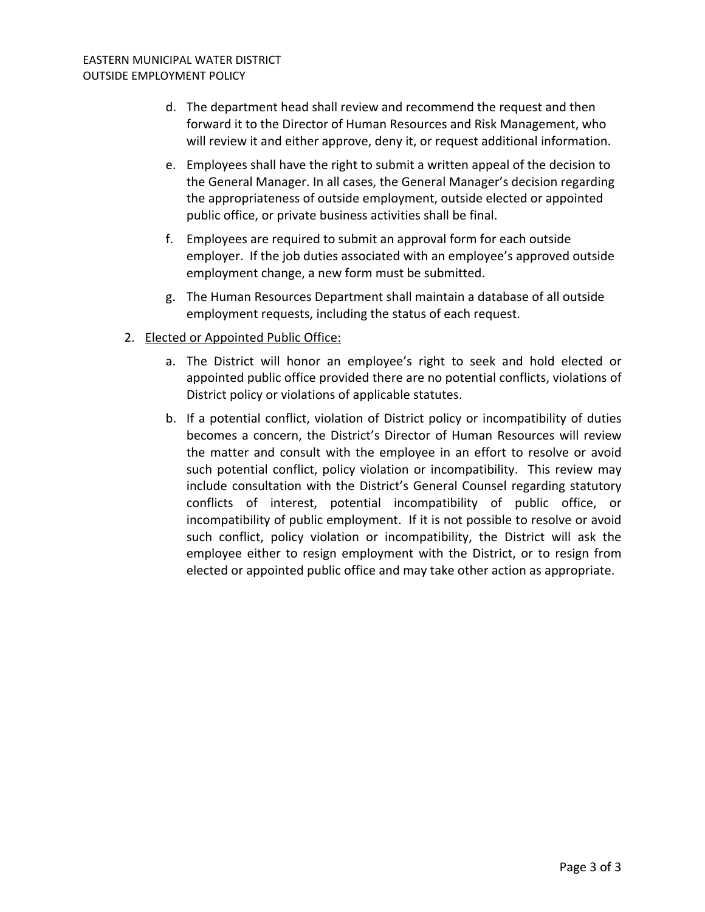d. The department head shall review and recommend the request and then forward it to the Director of Human Resources and Risk Management, who will review it and either approve, deny it, or request additional information.

e. Employees shall have the right to submit a written appeal of the decision to the General Manager. In all cases, the General Manager's decision regarding the appropriateness of outside employment, outside elected or appointed public office, or private business activities shall be final.

f. Employees are required to submit an approval form for each outside employer. If the job duties associated with an employee's approved outside employment change, a new form must be submitted.

g. The Human Resources Department shall maintain a database of all outside employment requests, including the status of each request.

2. <u>Elected or Appointed Public Office:</u>

   a. The District will honor an employee's right to seek and hold elected or appointed public office provided there are no potential conflicts, violations of District policy or violations of applicable statutes.

   b. If a potential conflict, violation of District policy or incompatibility of duties becomes a concern, the District's Director of Human Resources will review the matter and consult with the employee in an effort to resolve or avoid such potential conflict, policy violation or incompatibility. This review may include consultation with the District's General Counsel regarding statutory conflicts of interest, potential incompatibility of public office, or incompatibility of public employment. If it is not possible to resolve or avoid such conflict, policy violation or incompatibility, the District will ask the employee either to resign employment with the District, or to resign from elected or appointed public office and may take other action as appropriate.